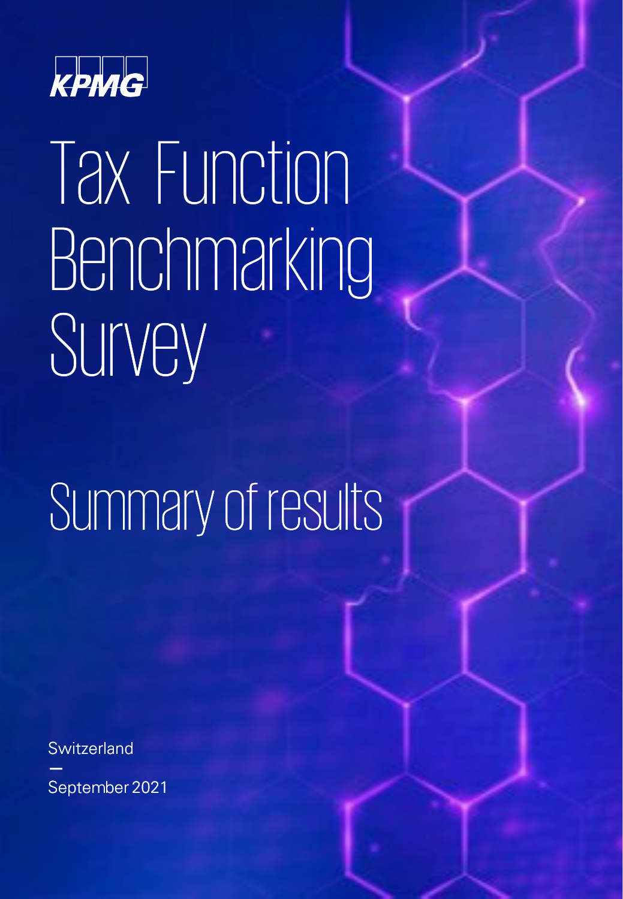KPMG

# Tax Function Benchmarking Survey

## Summary of results

Switzerland

—

September 2021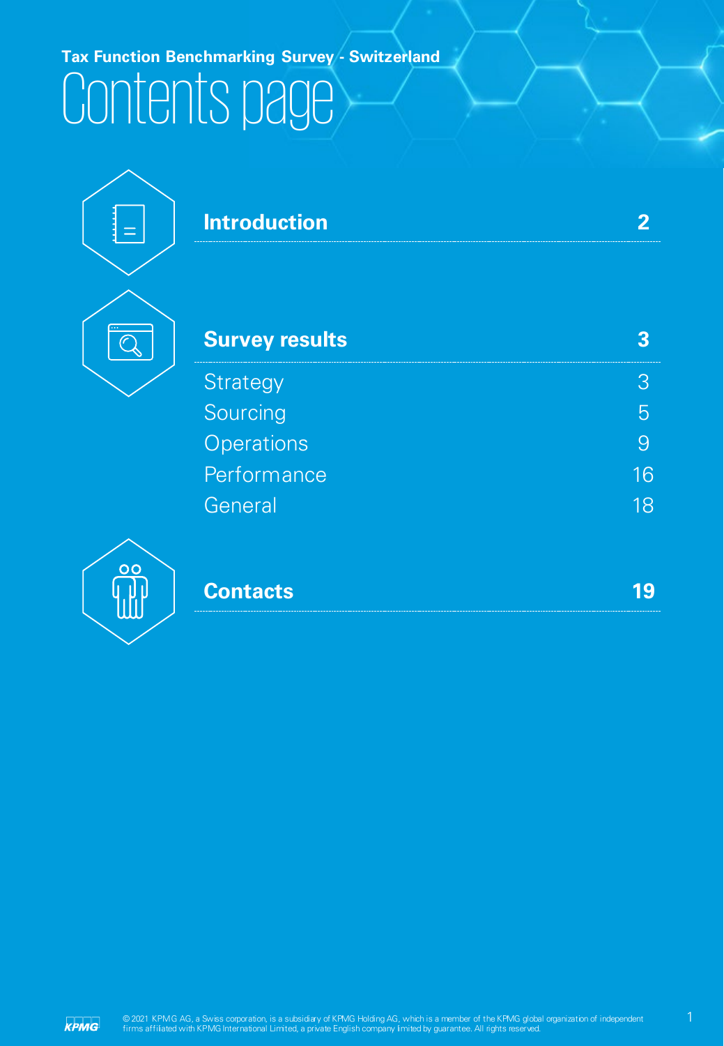**Tax Function Benchmarking Survey - Switzerland**

# Contents page

| | |
|---|---|
| **Introduction** | **2** |
| **Survey results** | **3** |
| Strategy | 3 |
| Sourcing | 5 |
| Operations | 9 |
| Performance | 16 |
| General | 18 |
| **Contacts** | **19** |

© 2021 KPMG AG, a Swiss corporation, is a subsidiary of KPMG Holding AG, which is a member of the KPMG global organization of independent firms affiliated with KPMG International Limited, a private English company limited by guarantee. All rights reserved.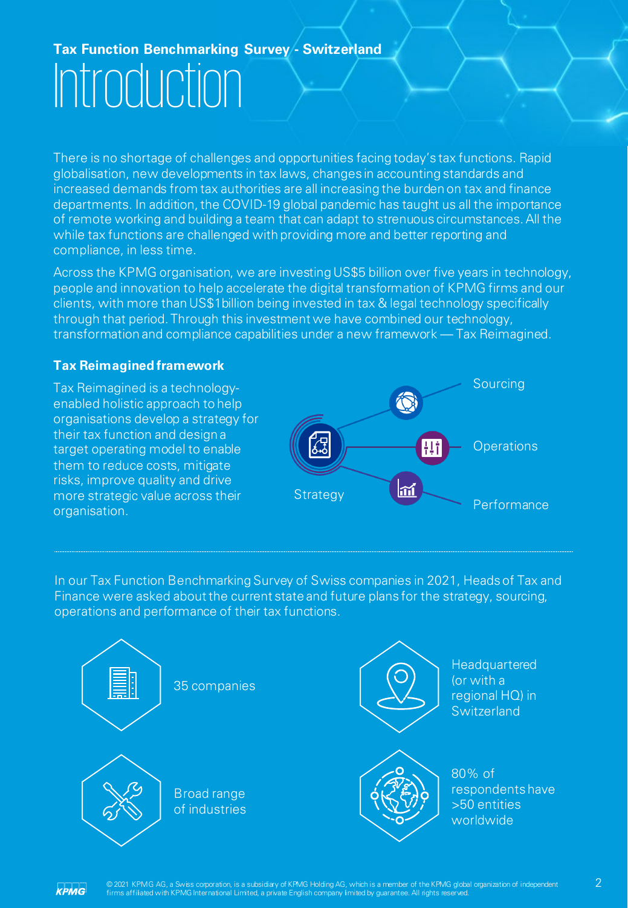**Tax Function Benchmarking Survey - Switzerland**

# Introduction

There is no shortage of challenges and opportunities facing today's tax functions. Rapid globalisation, new developments in tax laws, changes in accounting standards and increased demands from tax authorities are all increasing the burden on tax and finance departments. In addition, the COVID-19 global pandemic has taught us all the importance of remote working and building a team that can adapt to strenuous circumstances. All the while tax functions are challenged with providing more and better reporting and compliance, in less time.

Across the KPMG organisation, we are investing US$5 billion over five years in technology, people and innovation to help accelerate the digital transformation of KPMG firms and our clients, with more than US$1billion being invested in tax & legal technology specifically through that period. Through this investment we have combined our technology, transformation and compliance capabilities under a new framework — Tax Reimagined.

### Tax Reimagined framework

Tax Reimagined is a technology-enabled holistic approach to help organisations develop a strategy for their tax function and design a target operating model to enable them to reduce costs, mitigate risks, improve quality and drive more strategic value across their organisation.

Strategy

Sourcing

Operations

Performance

In our Tax Function Benchmarking Survey of Swiss companies in 2021, Heads of Tax and Finance were asked about the current state and future plans for the strategy, sourcing, operations and performance of their tax functions.

- 35 companies
- Headquartered (or with a regional HQ) in Switzerland
- Broad range of industries
- 80% of respondents have >50 entities worldwide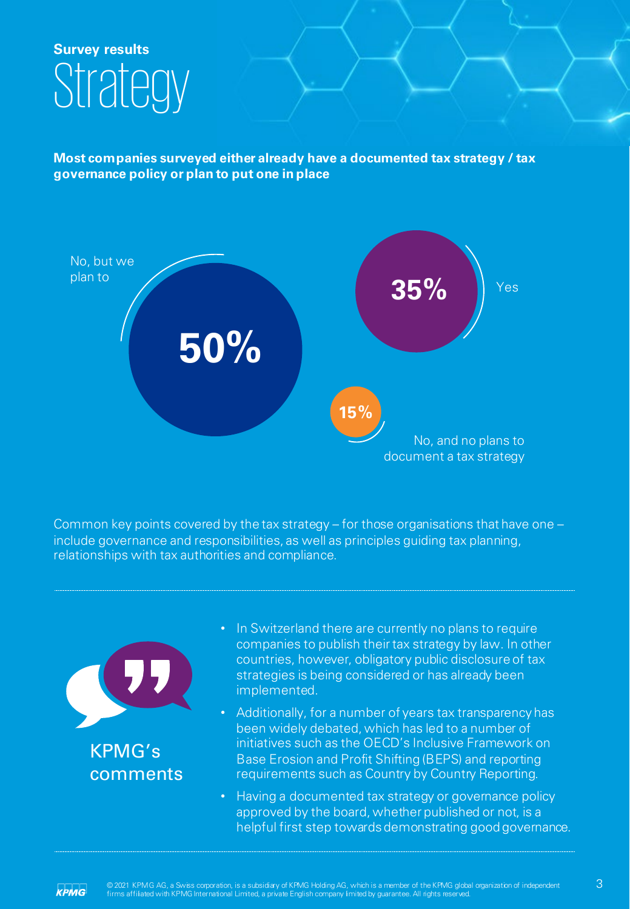**Survey results**

# Strategy

**Most companies surveyed either already have a documented tax strategy / tax governance policy or plan to put one in place**

No, but we plan to **50%**

**35%** Yes

**15%** No, and no plans to document a tax strategy

Common key points covered by the tax strategy – for those organisations that have one – include governance and responsibilities, as well as principles guiding tax planning, relationships with tax authorities and compliance.

---

## KPMG's comments

- In Switzerland there are currently no plans to require companies to publish their tax strategy by law. In other countries, however, obligatory public disclosure of tax strategies is being considered or has already been implemented.
- Additionally, for a number of years tax transparency has been widely debated, which has led to a number of initiatives such as the OECD's Inclusive Framework on Base Erosion and Profit Shifting (BEPS) and reporting requirements such as Country by Country Reporting.
- Having a documented tax strategy or governance policy approved by the board, whether published or not, is a helpful first step towards demonstrating good governance.

---

© 2021 KPMG AG, a Swiss corporation, is a subsidiary of KPMG Holding AG, which is a member of the KPMG global organization of independent firms affiliated with KPMG International Limited, a private English company limited by guarantee. All rights reserved.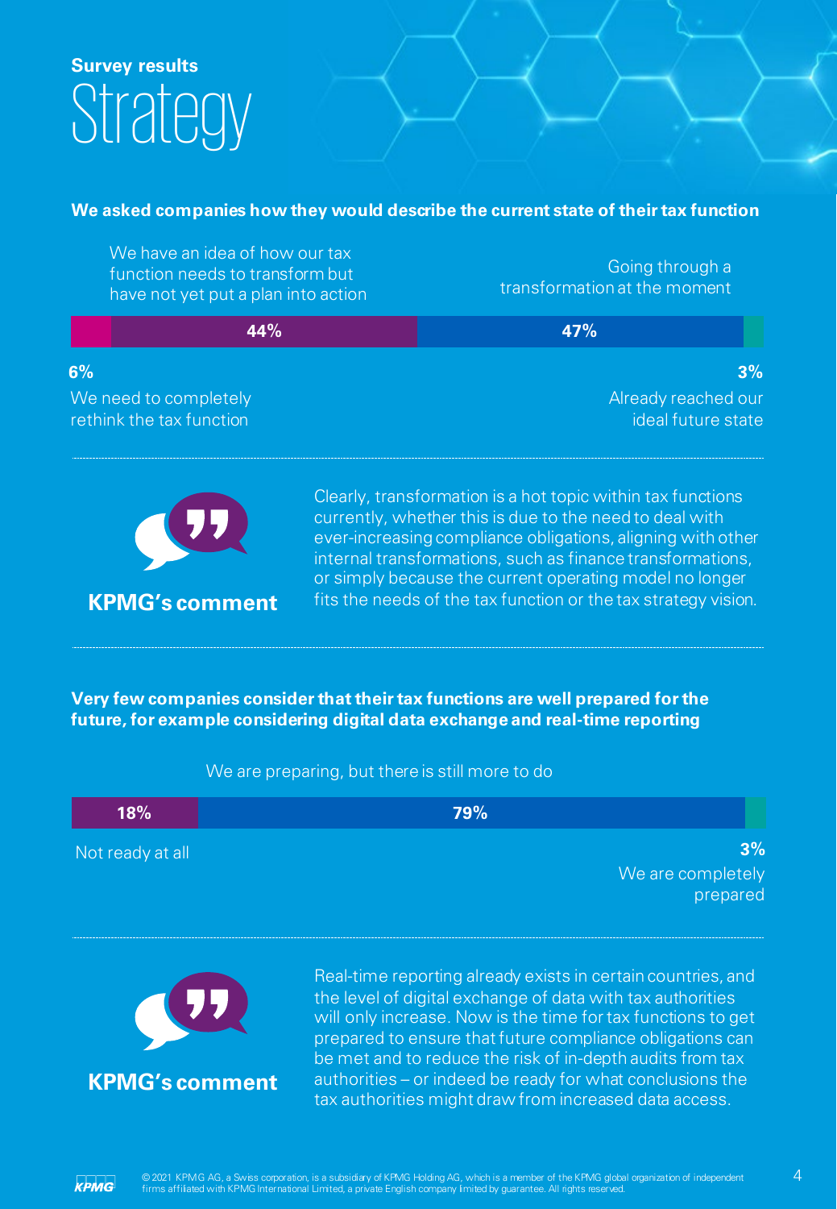**Survey results**

# Strategy

**We asked companies how they would describe the current state of their tax function**

| Response | Share |
|---|---|
| We need to completely rethink the tax function | 6% |
| We have an idea of how our tax function needs to transform but have not yet put a plan into action | 44% |
| Going through a transformation at the moment | 47% |
| Already reached our ideal future state | 3% |

**KPMG's comment**

Clearly, transformation is a hot topic within tax functions currently, whether this is due to the need to deal with ever-increasing compliance obligations, aligning with other internal transformations, such as finance transformations, or simply because the current operating model no longer fits the needs of the tax function or the tax strategy vision.

**Very few companies consider that their tax functions are well prepared for the future, for example considering digital data exchange and real-time reporting**

| Response | Share |
|---|---|
| Not ready at all | 18% |
| We are preparing, but there is still more to do | 79% |
| We are completely prepared | 3% |

**KPMG's comment**

Real-time reporting already exists in certain countries, and the level of digital exchange of data with tax authorities will only increase. Now is the time for tax functions to get prepared to ensure that future compliance obligations can be met and to reduce the risk of in-depth audits from tax authorities – or indeed be ready for what conclusions the tax authorities might draw from increased data access.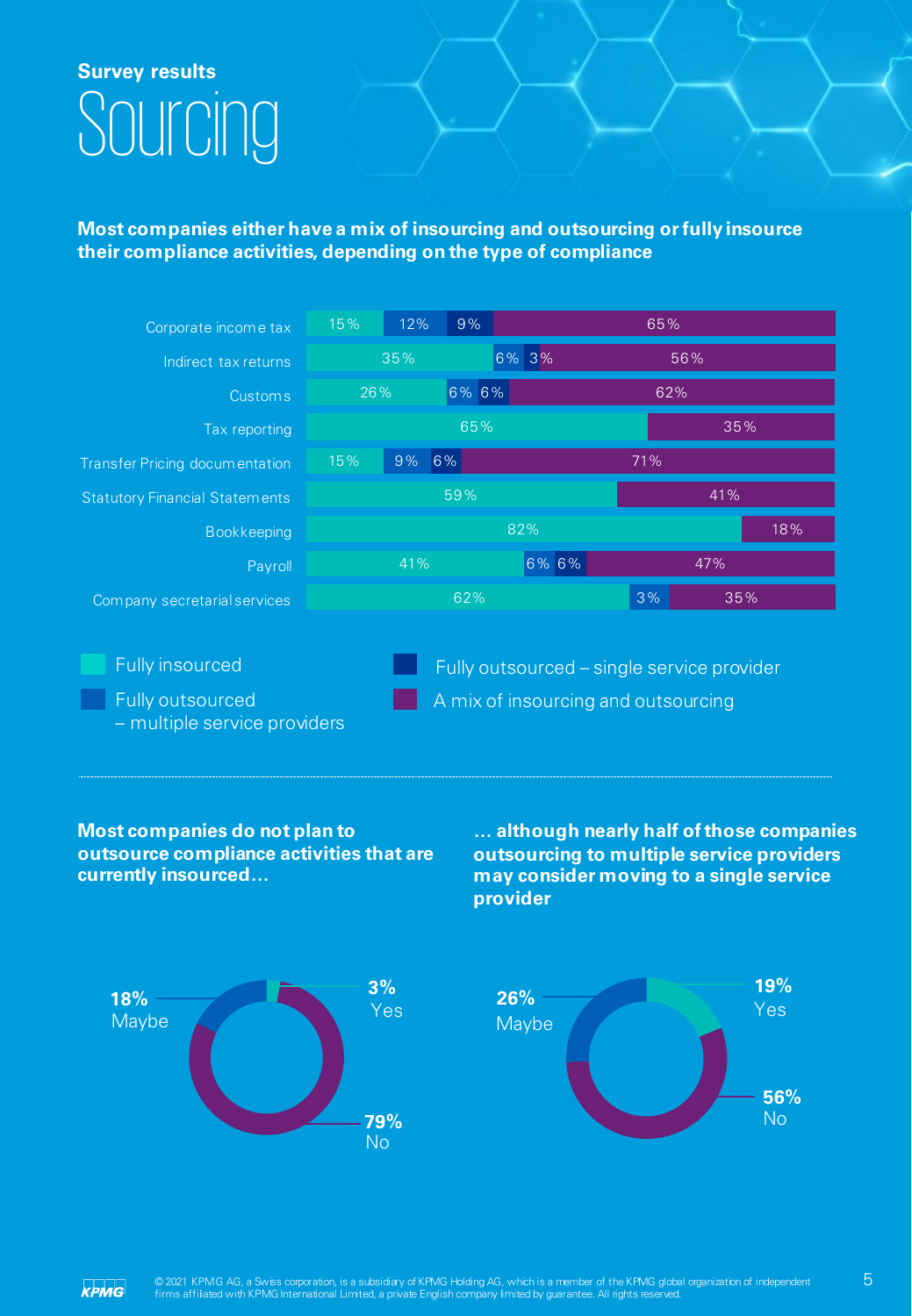Survey results

# Sourcing

**Most companies either have a mix of insourcing and outsourcing or fully insource their compliance activities, depending on the type of compliance**

| | Fully insourced | Fully outsourced – multiple service providers | Fully outsourced – single service provider | A mix of insourcing and outsourcing |
|---|---|---|---|---|
| Corporate income tax | 15% | 12% | 9% | 65% |
| Indirect tax returns | 35% | 6% | 3% | 56% |
| Customs | 26% | 6% | 6% | 62% |
| Tax reporting | 65% | | | 35% |
| Transfer Pricing documentation | 15% | 9% | 6% | 71% |
| Statutory Financial Statements | 59% | | | 41% |
| Bookkeeping | 82% | | | 18% |
| Payroll | 41% | 6% | 6% | 47% |
| Company secretarial services | 62% | | 3% | 35% |

**Most companies do not plan to outsource compliance activities that are currently insourced...**

| Response | Share |
|---|---|
| Yes | 3% |
| Maybe | 18% |
| No | 79% |

**... although nearly half of those companies outsourcing to multiple service providers may consider moving to a single service provider**

| Response | Share |
|---|---|
| Yes | 19% |
| Maybe | 26% |
| No | 56% |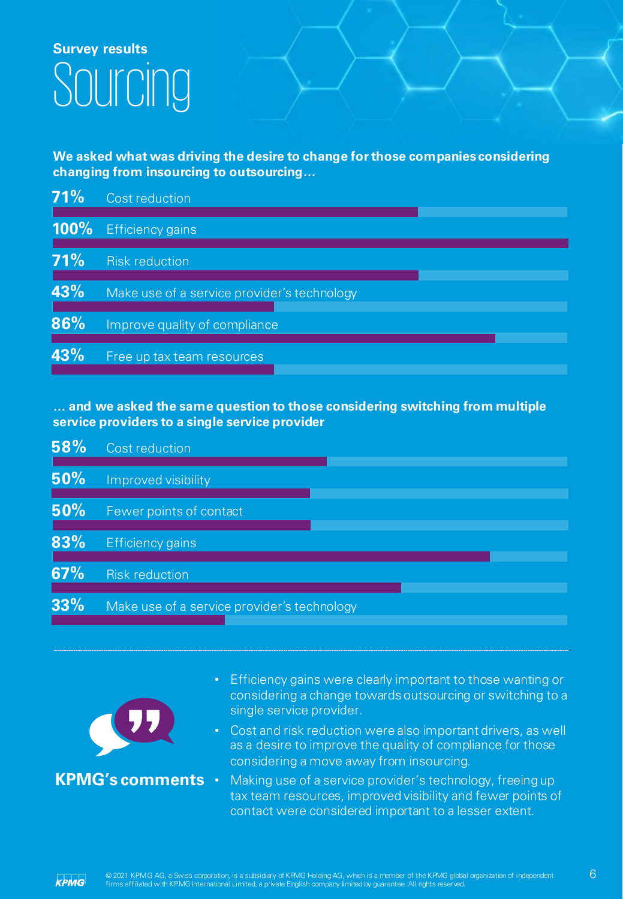## Survey results

# Sourcing

**We asked what was driving the desire to change for those companies considering changing from insourcing to outsourcing…**

| % | Driver |
|---|---|
| 71% | Cost reduction |
| 100% | Efficiency gains |
| 71% | Risk reduction |
| 43% | Make use of a service provider's technology |
| 86% | Improve quality of compliance |
| 43% | Free up tax team resources |

**… and we asked the same question to those considering switching from multiple service providers to a single service provider**

| % | Driver |
|---|---|
| 58% | Cost reduction |
| 50% | Improved visibility |
| 50% | Fewer points of contact |
| 83% | Efficiency gains |
| 67% | Risk reduction |
| 33% | Make use of a service provider's technology |

**KPMG's comments**

- Efficiency gains were clearly important to those wanting or considering a change towards outsourcing or switching to a single service provider.
- Cost and risk reduction were also important drivers, as well as a desire to improve the quality of compliance for those considering a move away from insourcing.
- Making use of a service provider's technology, freeing up tax team resources, improved visibility and fewer points of contact were considered important to a lesser extent.

© 2021 KPMG AG, a Swiss corporation, is a subsidiary of KPMG Holding AG, which is a member of the KPMG global organization of independent firms affiliated with KPMG International Limited, a private English company limited by guarantee. All rights reserved.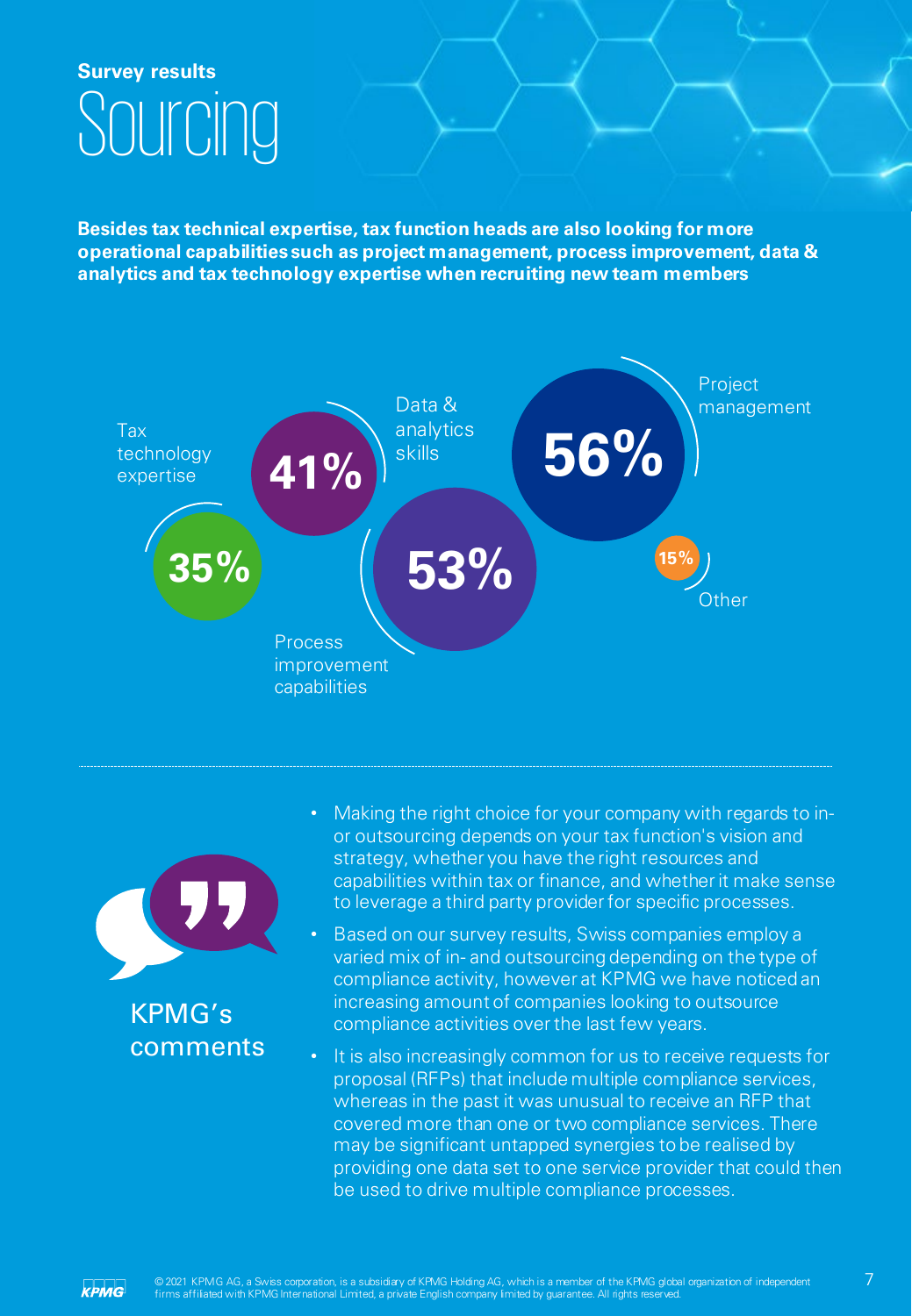**Survey results**

# Sourcing

**Besides tax technical expertise, tax function heads are also looking for more operational capabilities such as project management, process improvement, data & analytics and tax technology expertise when recruiting new team members**

- Project management: 56%
- Process improvement capabilities: 53%
- Data & analytics skills: 41%
- Tax technology expertise: 35%
- Other: 15%

## KPMG's comments

- Making the right choice for your company with regards to in- or outsourcing depends on your tax function's vision and strategy, whether you have the right resources and capabilities within tax or finance, and whether it make sense to leverage a third party provider for specific processes.
- Based on our survey results, Swiss companies employ a varied mix of in- and outsourcing depending on the type of compliance activity, however at KPMG we have noticed an increasing amount of companies looking to outsource compliance activities over the last few years.
- It is also increasingly common for us to receive requests for proposal (RFPs) that include multiple compliance services, whereas in the past it was unusual to receive an RFP that covered more than one or two compliance services. There may be significant untapped synergies to be realised by providing one data set to one service provider that could then be used to drive multiple compliance processes.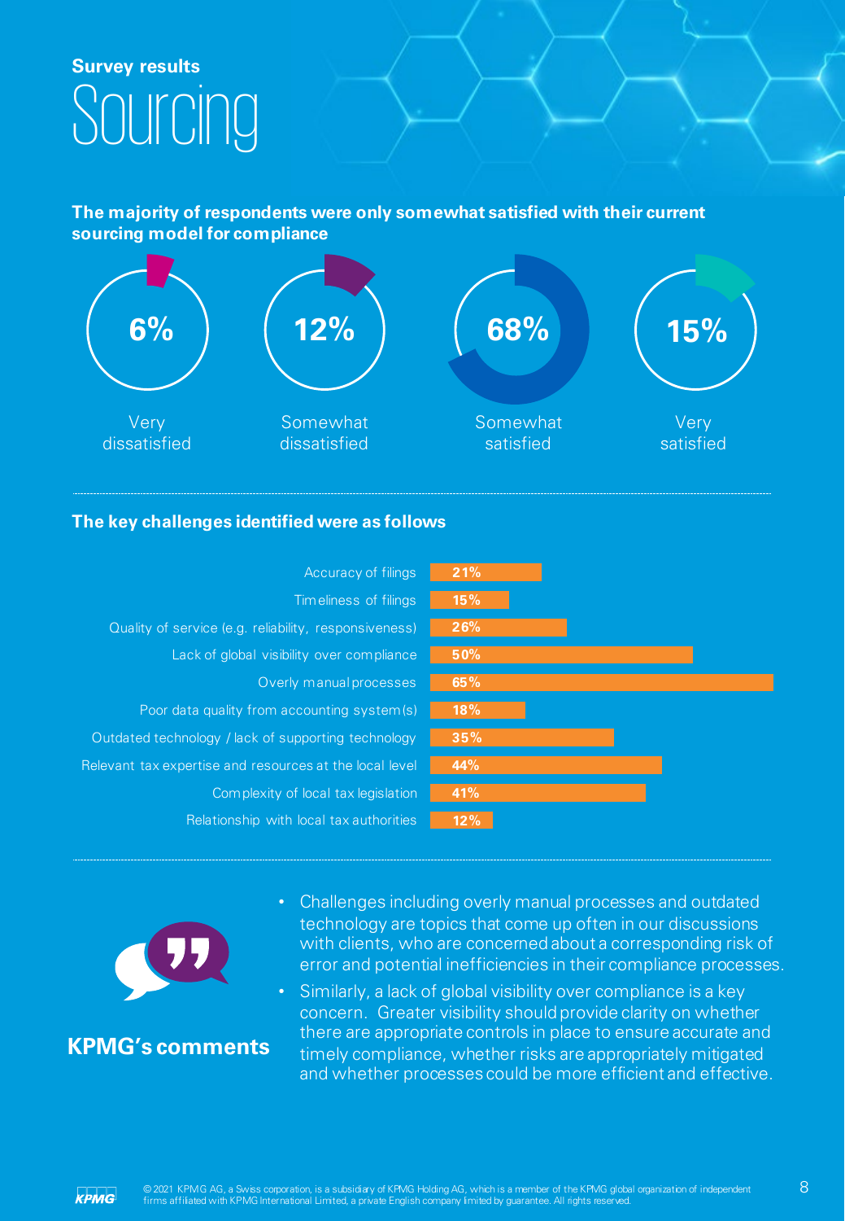**Survey results**

# Sourcing

**The majority of respondents were only somewhat satisfied with their current sourcing model for compliance**

| Very dissatisfied | Somewhat dissatisfied | Somewhat satisfied | Very satisfied |
| --- | --- | --- | --- |
| 6% | 12% | 68% | 15% |

**The key challenges identified were as follows**

| Challenge | % |
| --- | --- |
| Accuracy of filings | 21% |
| Timeliness of filings | 15% |
| Quality of service (e.g. reliability, responsiveness) | 26% |
| Lack of global visibility over compliance | 50% |
| Overly manual processes | 65% |
| Poor data quality from accounting system(s) | 18% |
| Outdated technology / lack of supporting technology | 35% |
| Relevant tax expertise and resources at the local level | 44% |
| Complexity of local tax legislation | 41% |
| Relationship with local tax authorities | 12% |

**KPMG's comments**

- Challenges including overly manual processes and outdated technology are topics that come up often in our discussions with clients, who are concerned about a corresponding risk of error and potential inefficiencies in their compliance processes.
- Similarly, a lack of global visibility over compliance is a key concern. Greater visibility should provide clarity on whether there are appropriate controls in place to ensure accurate and timely compliance, whether risks are appropriately mitigated and whether processes could be more efficient and effective.

© 2021 KPMG AG, a Swiss corporation, is a subsidiary of KPMG Holding AG, which is a member of the KPMG global organization of independent firms affiliated with KPMG International Limited, a private English company limited by guarantee. All rights reserved.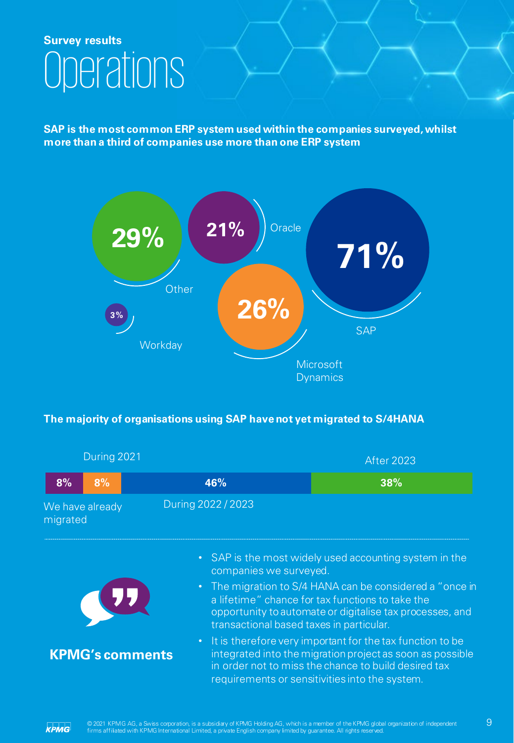Survey results

# Operations

**SAP is the most common ERP system used within the companies surveyed, whilst more than a third of companies use more than one ERP system**

| ERP system | Share |
| --- | --- |
| SAP | 71% |
| Other | 29% |
| Microsoft Dynamics | 26% |
| Oracle | 21% |
| Workday | 3% |

**The majority of organisations using SAP have not yet migrated to S/4HANA**

| We have already migrated | During 2021 | During 2022 / 2023 | After 2023 |
| --- | --- | --- | --- |
| 8% | 8% | 46% | 38% |

**KPMG's comments**

- SAP is the most widely used accounting system in the companies we surveyed.
- The migration to S/4 HANA can be considered a "once in a lifetime" chance for tax functions to take the opportunity to automate or digitalise tax processes, and transactional based taxes in particular.
- It is therefore very important for the tax function to be integrated into the migration project as soon as possible in order not to miss the chance to build desired tax requirements or sensitivities into the system.

© 2021 KPMG AG, a Swiss corporation, is a subsidiary of KPMG Holding AG, which is a member of the KPMG global organization of independent firms affiliated with KPMG International Limited, a private English company limited by guarantee. All rights reserved.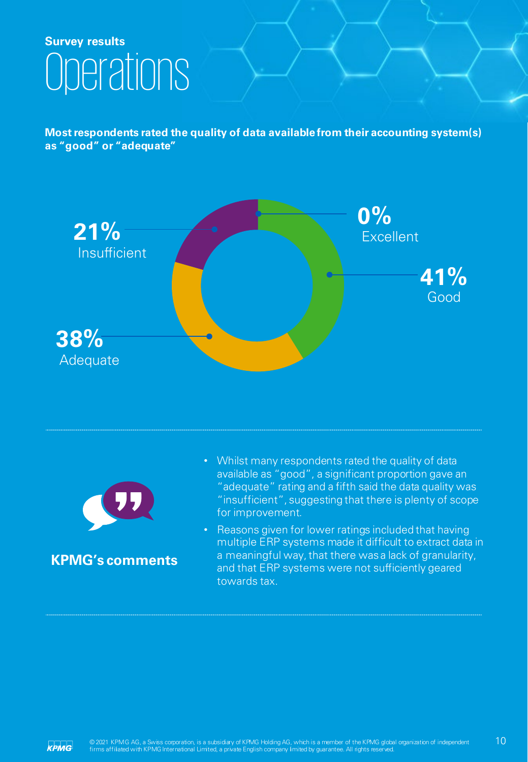Survey results

# Operations

**Most respondents rated the quality of data available from their accounting system(s) as "good" or "adequate"**

| Rating | Percentage |
|---|---|
| Excellent | 0% |
| Good | 41% |
| Adequate | 38% |
| Insufficient | 21% |

## KPMG's comments

- Whilst many respondents rated the quality of data available as "good", a significant proportion gave an "adequate" rating and a fifth said the data quality was "insufficient", suggesting that there is plenty of scope for improvement.
- Reasons given for lower ratings included that having multiple ERP systems made it difficult to extract data in a meaningful way, that there was a lack of granularity, and that ERP systems were not sufficiently geared towards tax.

© 2021 KPMG AG, a Swiss corporation, is a subsidiary of KPMG Holding AG, which is a member of the KPMG global organization of independent firms affiliated with KPMG International Limited, a private English company limited by guarantee. All rights reserved.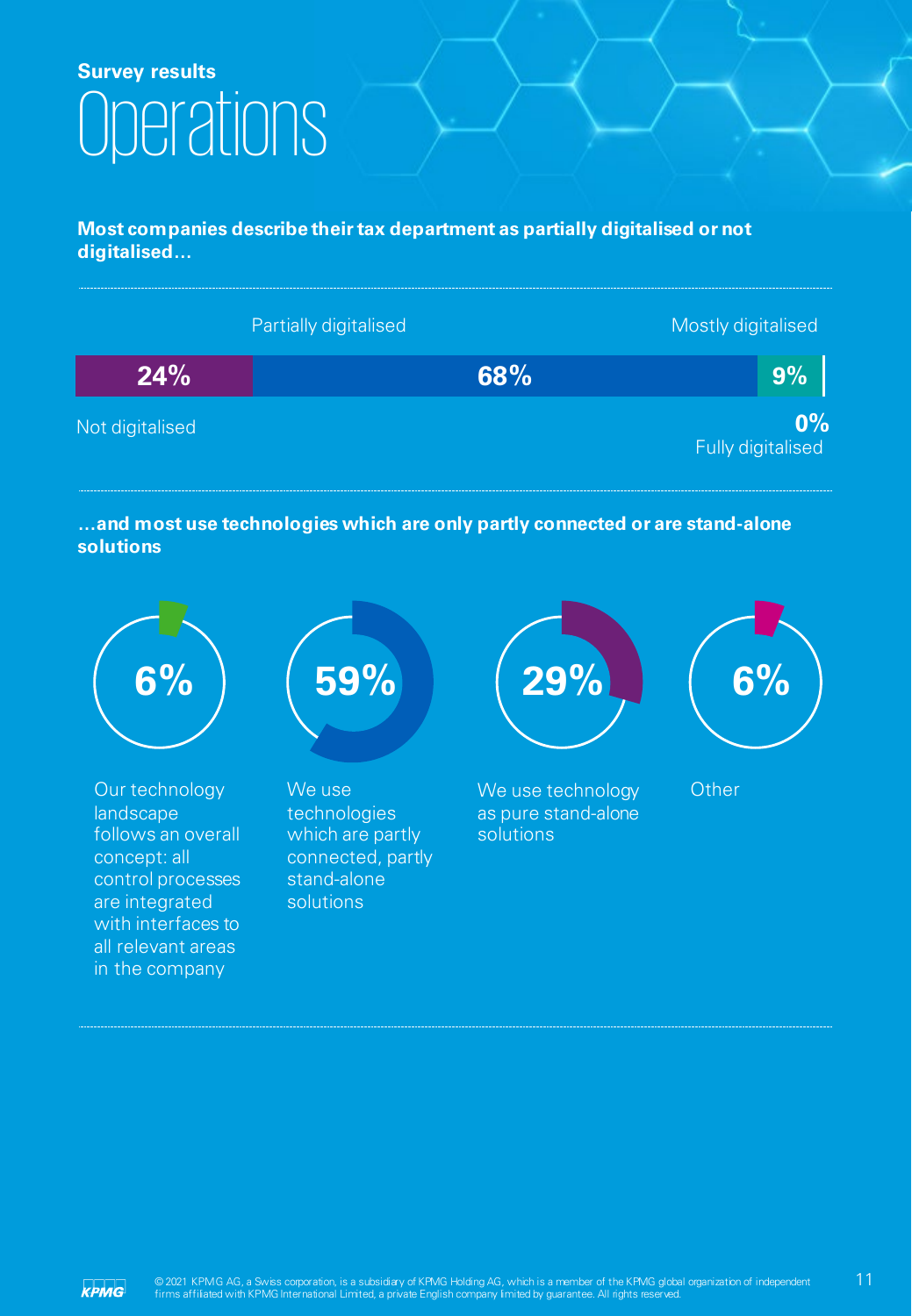Survey results

# Operations

**Most companies describe their tax department as partially digitalised or not digitalised…**

| Not digitalised | Partially digitalised | Mostly digitalised | Fully digitalised |
|---|---|---|---|
| 24% | 68% | 9% | 0% |

**…and most use technologies which are only partly connected or are stand-alone solutions**

| Share | Response |
|---|---|
| 6% | Our technology landscape follows an overall concept: all control processes are integrated with interfaces to all relevant areas in the company |
| 59% | We use technologies which are partly connected, partly stand-alone solutions |
| 29% | We use technology as pure stand-alone solutions |
| 6% | Other |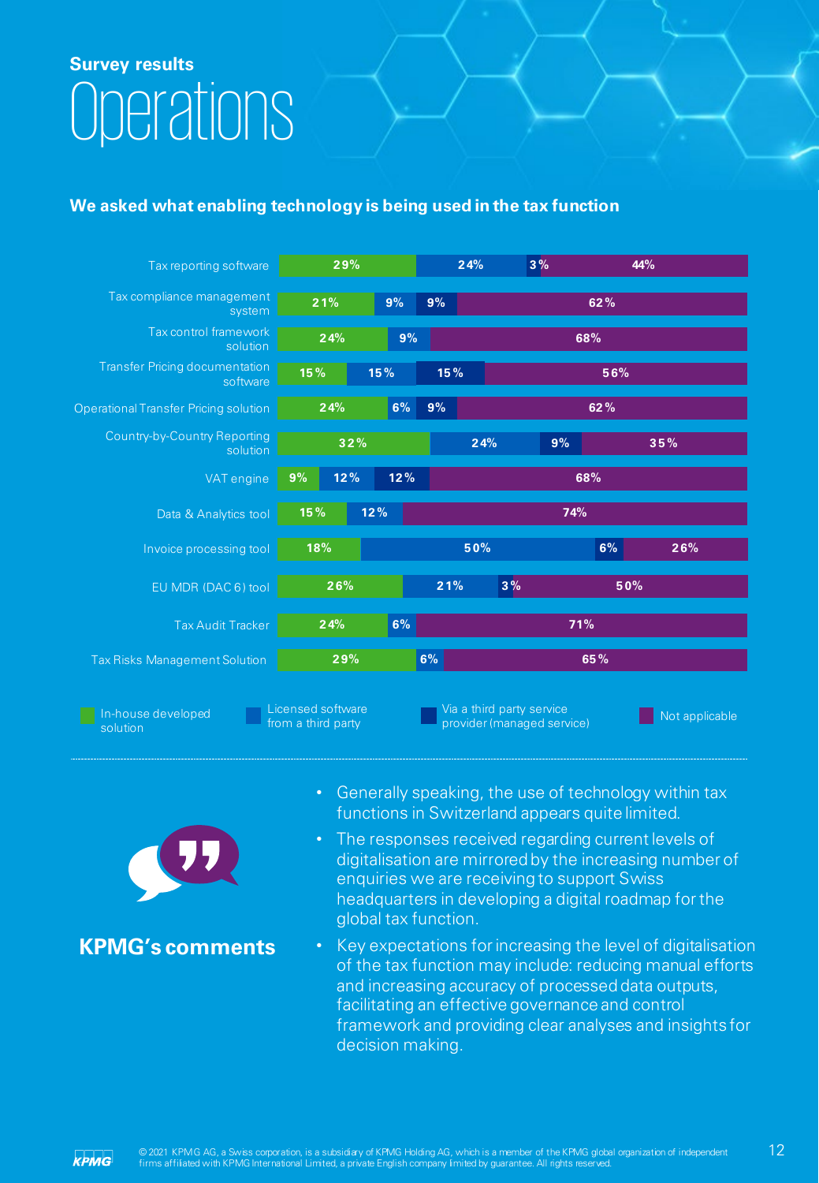## Survey results

# Operations

**We asked what enabling technology is being used in the tax function**

| | In-house developed solution | Licensed software from a third party | Via a third party service provider (managed service) | Not applicable |
|---|---|---|---|---|
| Tax reporting software | 29% | 24% | 3% | 44% |
| Tax compliance management system | 21% | 9% | 9% | 62% |
| Tax control framework solution | 24% | 9% | | 68% |
| Transfer Pricing documentation software | 15% | 15% | 15% | 56% |
| Operational Transfer Pricing solution | 24% | 6% | 9% | 62% |
| Country-by-Country Reporting solution | 32% | 24% | 9% | 35% |
| VAT engine | 9% | 12% | 12% | 68% |
| Data & Analytics tool | 15% | 12% | | 74% |
| Invoice processing tool | 18% | 50% | 6% | 26% |
| EU MDR (DAC 6) tool | 26% | 21% | 3% | 50% |
| Tax Audit Tracker | 24% | 6% | | 71% |
| Tax Risks Management Solution | 29% | 6% | | 65% |

**KPMG's comments**

- Generally speaking, the use of technology within tax functions in Switzerland appears quite limited.
- The responses received regarding current levels of digitalisation are mirrored by the increasing number of enquiries we are receiving to support Swiss headquarters in developing a digital roadmap for the global tax function.
- Key expectations for increasing the level of digitalisation of the tax function may include: reducing manual efforts and increasing accuracy of processed data outputs, facilitating an effective governance and control framework and providing clear analyses and insights for decision making.

© 2021 KPMG AG, a Swiss corporation, is a subsidiary of KPMG Holding AG, which is a member of the KPMG global organization of independent firms affiliated with KPMG International Limited, a private English company limited by guarantee. All rights reserved.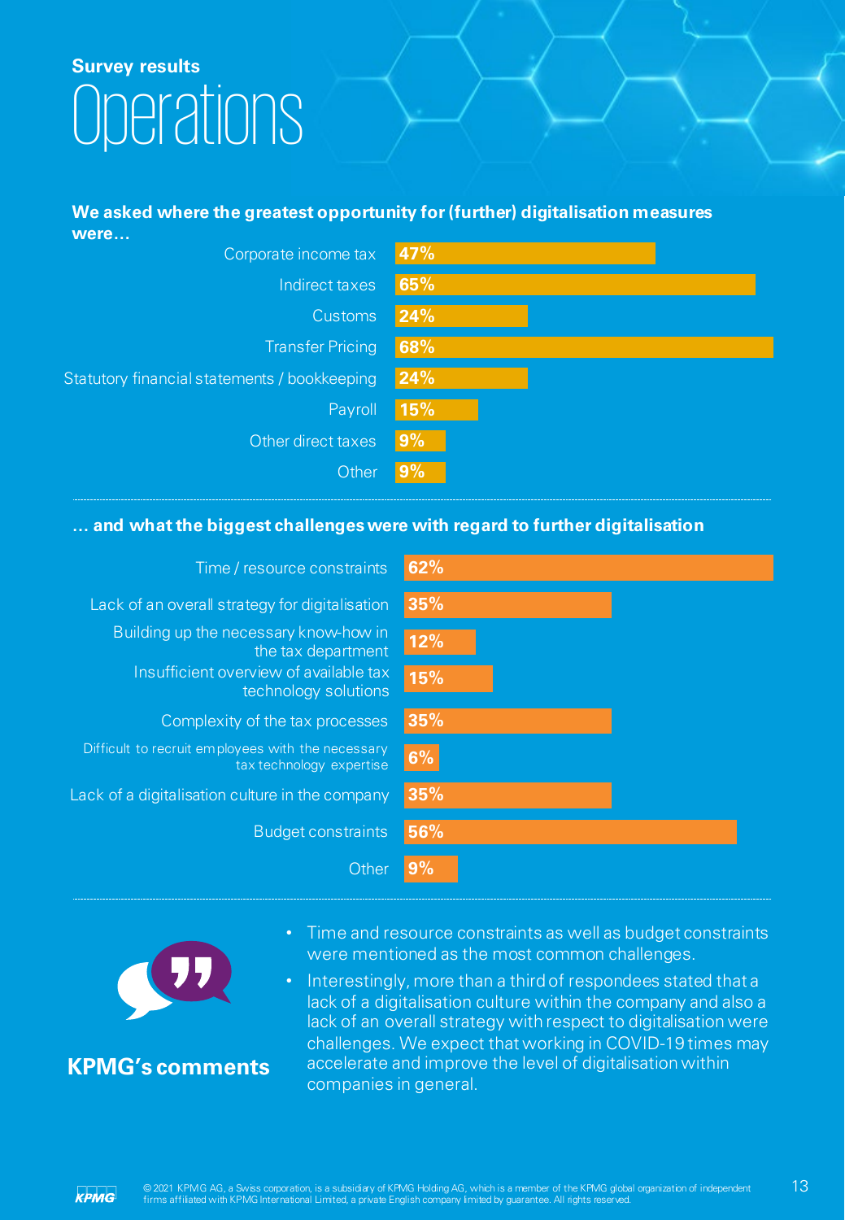**Survey results**

# Operations

**We asked where the greatest opportunity for (further) digitalisation measures were…**

| Area | % |
| --- | --- |
| Corporate income tax | 47% |
| Indirect taxes | 65% |
| Customs | 24% |
| Transfer Pricing | 68% |
| Statutory financial statements / bookkeeping | 24% |
| Payroll | 15% |
| Other direct taxes | 9% |
| Other | 9% |

**… and what the biggest challenges were with regard to further digitalisation**

| Challenge | % |
| --- | --- |
| Time / resource constraints | 62% |
| Lack of an overall strategy for digitalisation | 35% |
| Building up the necessary know-how in the tax department | 12% |
| Insufficient overview of available tax technology solutions | 15% |
| Complexity of the tax processes | 35% |
| Difficult to recruit employees with the necessary tax technology expertise | 6% |
| Lack of a digitalisation culture in the company | 35% |
| Budget constraints | 56% |
| Other | 9% |

**KPMG's comments**

- Time and resource constraints as well as budget constraints were mentioned as the most common challenges.
- Interestingly, more than a third of respondees stated that a lack of a digitalisation culture within the company and also a lack of an overall strategy with respect to digitalisation were challenges. We expect that working in COVID-19 times may accelerate and improve the level of digitalisation within companies in general.

© 2021 KPMG AG, a Swiss corporation, is a subsidiary of KPMG Holding AG, which is a member of the KPMG global organization of independent firms affiliated with KPMG International Limited, a private English company limited by guarantee. All rights reserved.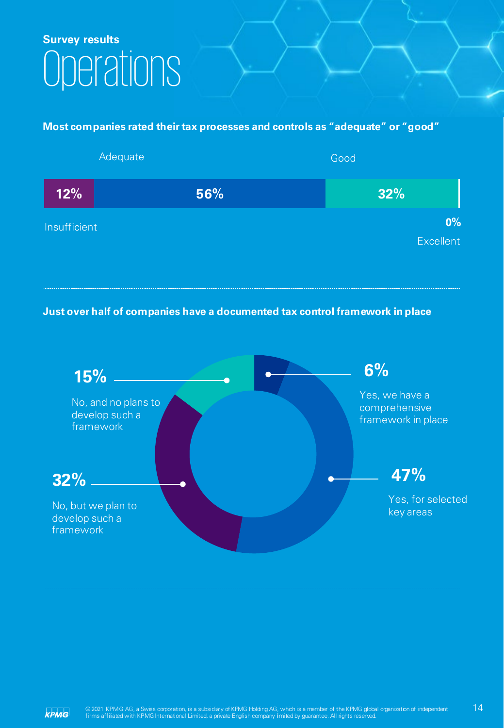Survey results

# Operations

**Most companies rated their tax processes and controls as "adequate" or "good"**

| Insufficient | Adequate | Good | Excellent |
|---|---|---|---|
| 12% | 56% | 32% | 0% |

**Just over half of companies have a documented tax control framework in place**

- **6%** Yes, we have a comprehensive framework in place
- **47%** Yes, for selected key areas
- **32%** No, but we plan to develop such a framework
- **15%** No, and no plans to develop such a framework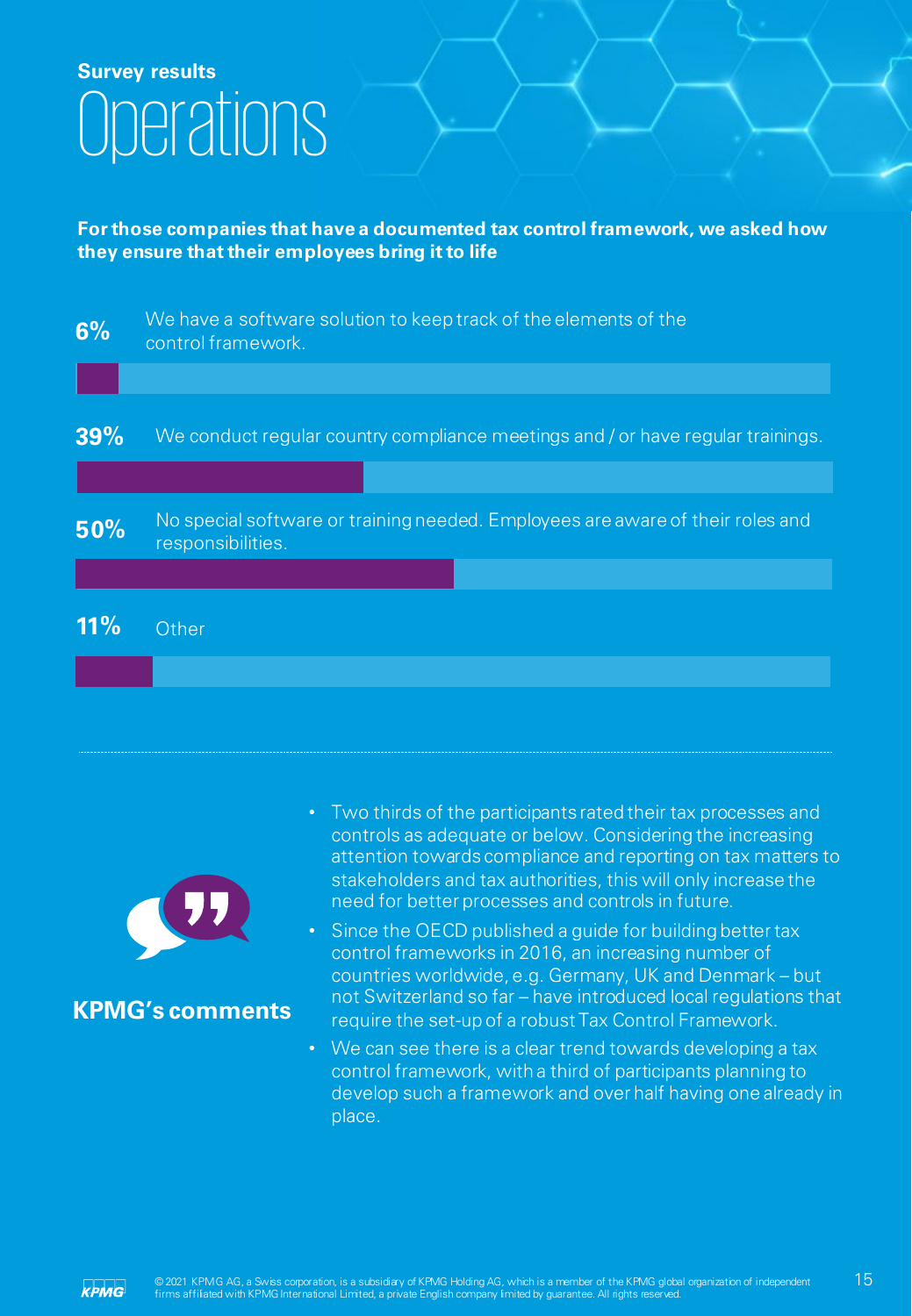**Survey results**

# Operations

**For those companies that have a documented tax control framework, we asked how they ensure that their employees bring it to life**

| % | Response |
|---|---|
| 6% | We have a software solution to keep track of the elements of the control framework. |
| 39% | We conduct regular country compliance meetings and / or have regular trainings. |
| 50% | No special software or training needed. Employees are aware of their roles and responsibilities. |
| 11% | Other |

## KPMG's comments

- Two thirds of the participants rated their tax processes and controls as adequate or below. Considering the increasing attention towards compliance and reporting on tax matters to stakeholders and tax authorities, this will only increase the need for better processes and controls in future.
- Since the OECD published a guide for building better tax control frameworks in 2016, an increasing number of countries worldwide, e.g. Germany, UK and Denmark – but not Switzerland so far – have introduced local regulations that require the set-up of a robust Tax Control Framework.
- We can see there is a clear trend towards developing a tax control framework, with a third of participants planning to develop such a framework and over half having one already in place.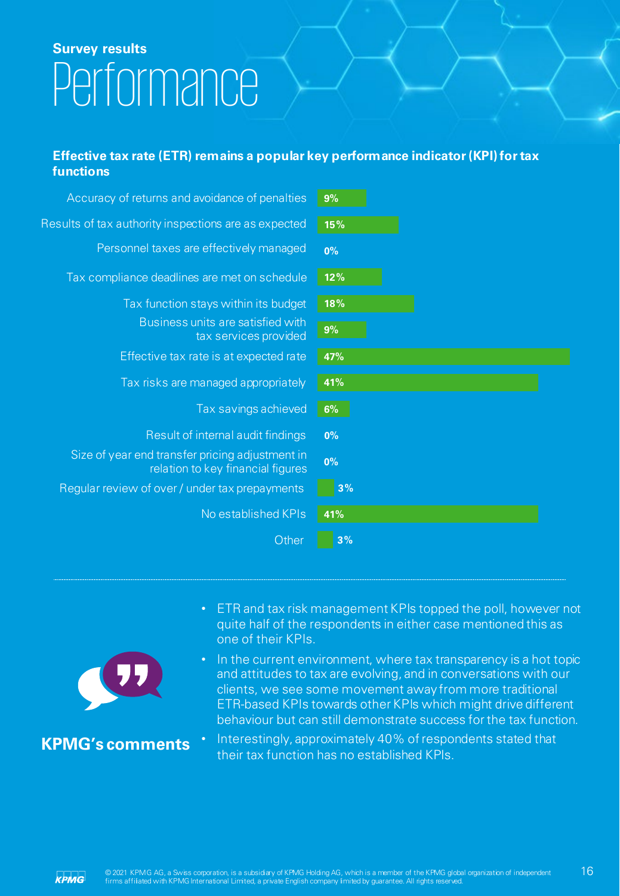Survey results

# Performance

**Effective tax rate (ETR) remains a popular key performance indicator (KPI) for tax functions**

| KPI | % |
|---|---|
| Accuracy of returns and avoidance of penalties | 9% |
| Results of tax authority inspections are as expected | 15% |
| Personnel taxes are effectively managed | 0% |
| Tax compliance deadlines are met on schedule | 12% |
| Tax function stays within its budget | 18% |
| Business units are satisfied with tax services provided | 9% |
| Effective tax rate is at expected rate | 47% |
| Tax risks are managed appropriately | 41% |
| Tax savings achieved | 6% |
| Result of internal audit findings | 0% |
| Size of year end transfer pricing adjustment in relation to key financial figures | 0% |
| Regular review of over / under tax prepayments | 3% |
| No established KPIs | 41% |
| Other | 3% |

## KPMG's comments

- ETR and tax risk management KPIs topped the poll, however not quite half of the respondents in either case mentioned this as one of their KPIs.
- In the current environment, where tax transparency is a hot topic and attitudes to tax are evolving, and in conversations with our clients, we see some movement away from more traditional ETR-based KPIs towards other KPIs which might drive different behaviour but can still demonstrate success for the tax function.
- Interestingly, approximately 40% of respondents stated that their tax function has no established KPIs.

© 2021 KPMG AG, a Swiss corporation, is a subsidiary of KPMG Holding AG, which is a member of the KPMG global organization of independent firms affiliated with KPMG International Limited, a private English company limited by guarantee. All rights reserved.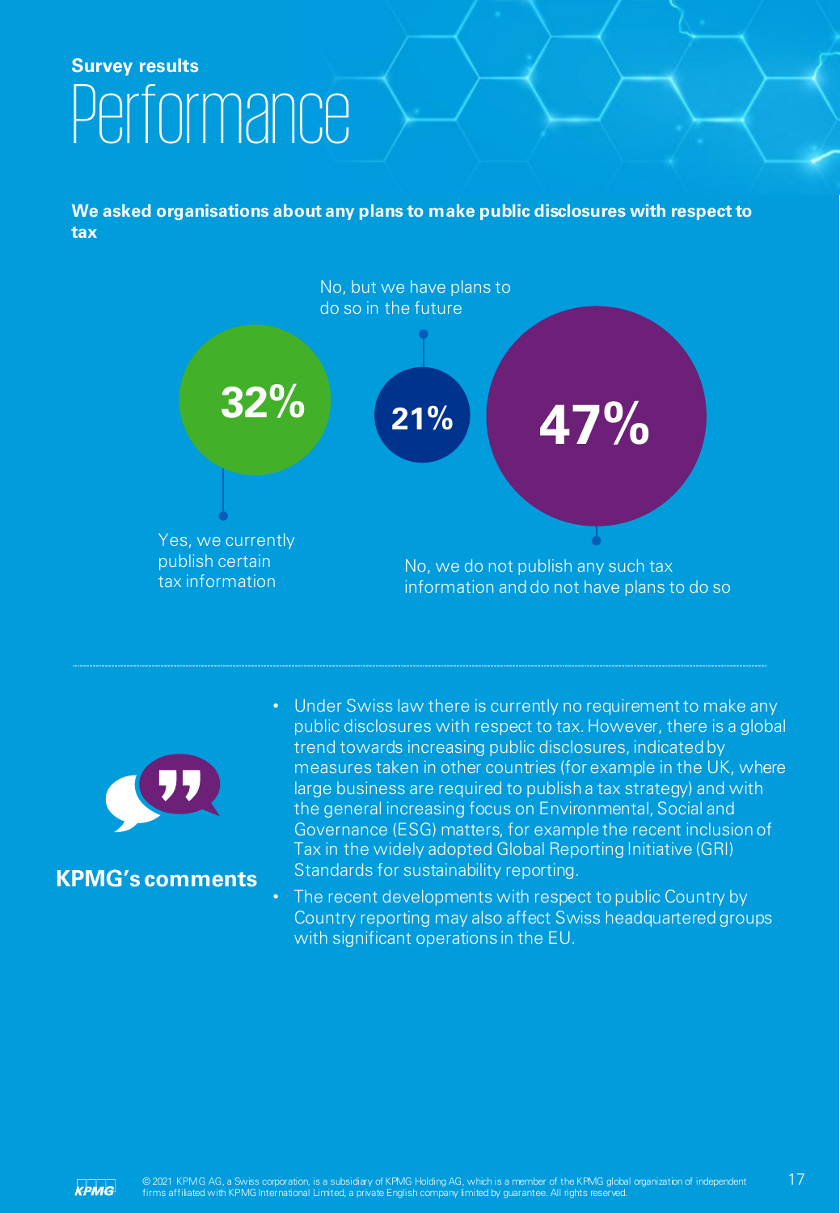Survey results

# Performance

**We asked organisations about any plans to make public disclosures with respect to tax**

**32%** Yes, we currently publish certain tax information

**21%** No, but we have plans to do so in the future

**47%** No, we do not publish any such tax information and do not have plans to do so

## KPMG's comments

- Under Swiss law there is currently no requirement to make any public disclosures with respect to tax. However, there is a global trend towards increasing public disclosures, indicated by measures taken in other countries (for example in the UK, where large business are required to publish a tax strategy) and with the general increasing focus on Environmental, Social and Governance (ESG) matters, for example the recent inclusion of Tax in the widely adopted Global Reporting Initiative (GRI) Standards for sustainability reporting.
- The recent developments with respect to public Country by Country reporting may also affect Swiss headquartered groups with significant operations in the EU.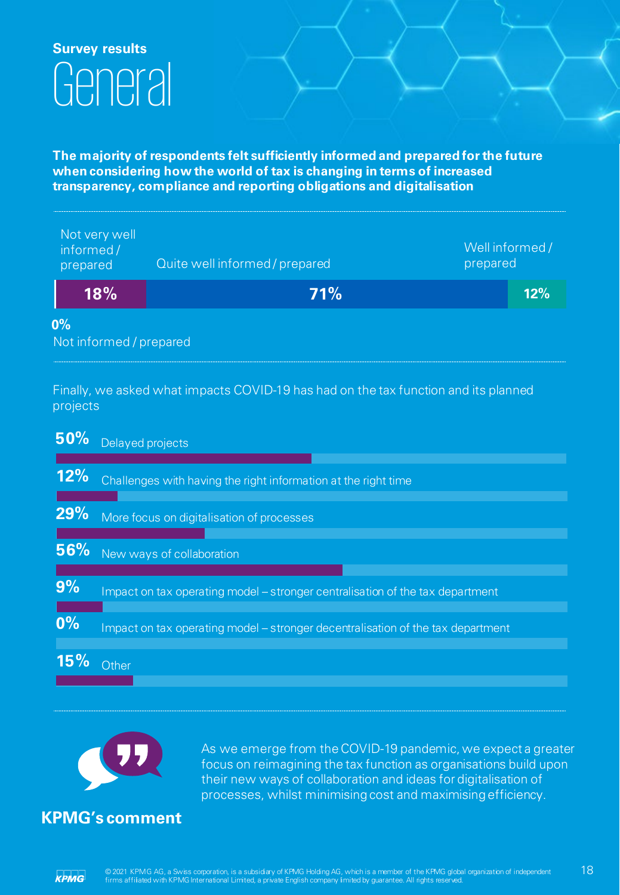**Survey results**

# General

**The majority of respondents felt sufficiently informed and prepared for the future when considering how the world of tax is changing in terms of increased transparency, compliance and reporting obligations and digitalisation**

| Not informed / prepared | Not very well informed / prepared | Quite well informed / prepared | Well informed / prepared |
|---|---|---|---|
| 0% | 18% | 71% | 12% |

Finally, we asked what impacts COVID-19 has had on the tax function and its planned projects

| Share | Impact |
|---|---|
| 50% | Delayed projects |
| 12% | Challenges with having the right information at the right time |
| 29% | More focus on digitalisation of processes |
| 56% | New ways of collaboration |
| 9% | Impact on tax operating model – stronger centralisation of the tax department |
| 0% | Impact on tax operating model – stronger decentralisation of the tax department |
| 15% | Other |

## KPMG's comment

As we emerge from the COVID-19 pandemic, we expect a greater focus on reimagining the tax function as organisations build upon their new ways of collaboration and ideas for digitalisation of processes, whilst minimising cost and maximising efficiency.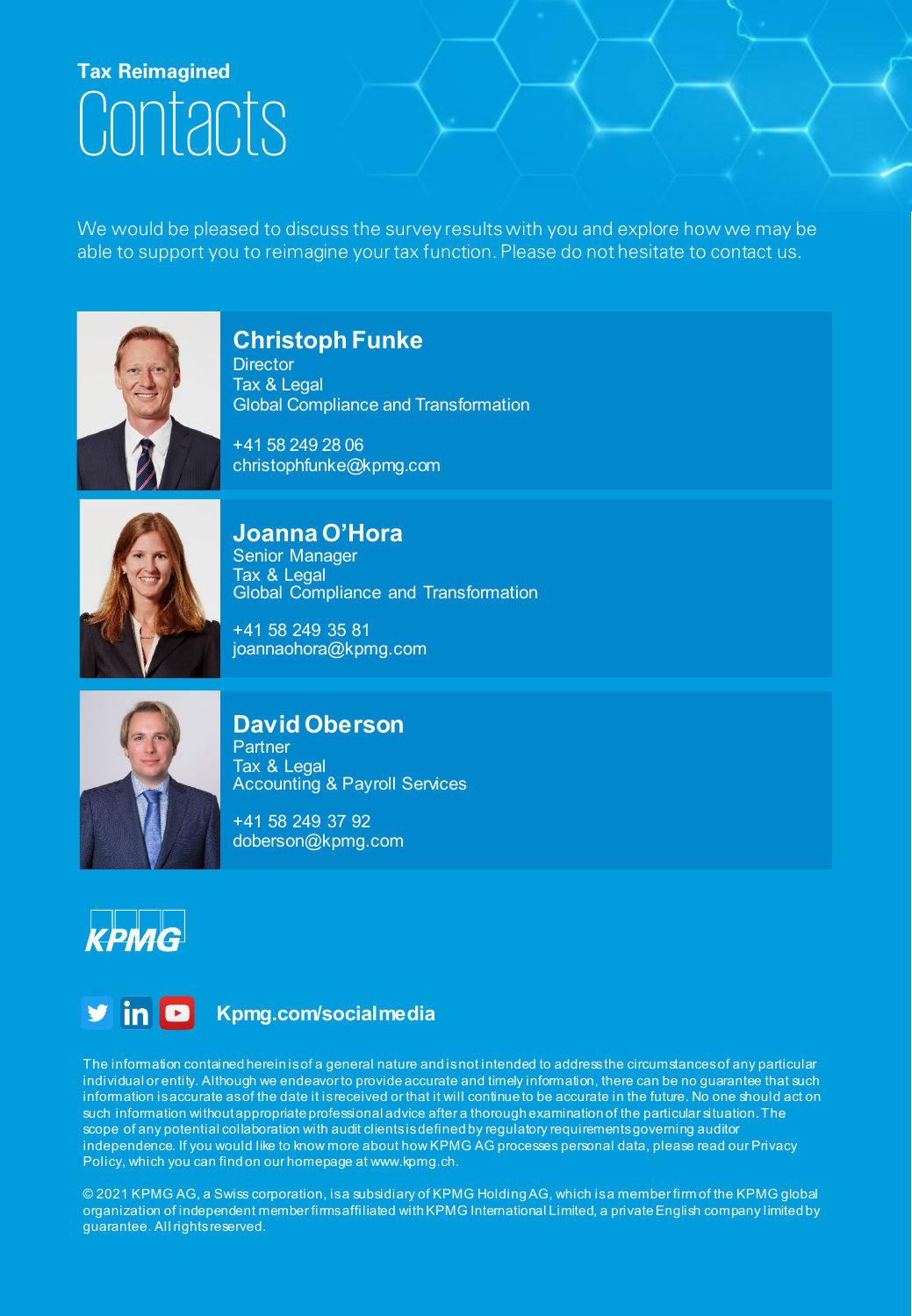**Tax Reimagined**

# Contacts

We would be pleased to discuss the survey results with you and explore how we may be able to support you to reimagine your tax function. Please do not hesitate to contact us.

**Christoph Funke**
Director
Tax & Legal
Global Compliance and Transformation

+41 58 249 28 06
christophfunke@kpmg.com

**Joanna O'Hora**
Senior Manager
Tax & Legal
Global Compliance and Transformation

+41 58 249 35 81
joannaohora@kpmg.com

**David Oberson**
Partner
Tax & Legal
Accounting & Payroll Services

+41 58 249 37 92
doberson@kpmg.com

KPMG

**Kpmg.com/socialmedia**

The information contained herein is of a general nature and is not intended to address the circumstances of any particular individual or entity. Although we endeavor to provide accurate and timely information, there can be no guarantee that such information is accurate as of the date it is received or that it will continue to be accurate in the future. No one should act on such information without appropriate professional advice after a thorough examination of the particular situation. The scope of any potential collaboration with audit clients is defined by regulatory requirements governing auditor independence. If you would like to know more about how KPMG AG processes personal data, please read our Privacy Policy, which you can find on our homepage at www.kpmg.ch.

© 2021 KPMG AG, a Swiss corporation, is a subsidiary of KPMG Holding AG, which is a member firm of the KPMG global organization of independent member firms affiliated with KPMG International Limited, a private English company limited by guarantee. All rights reserved.